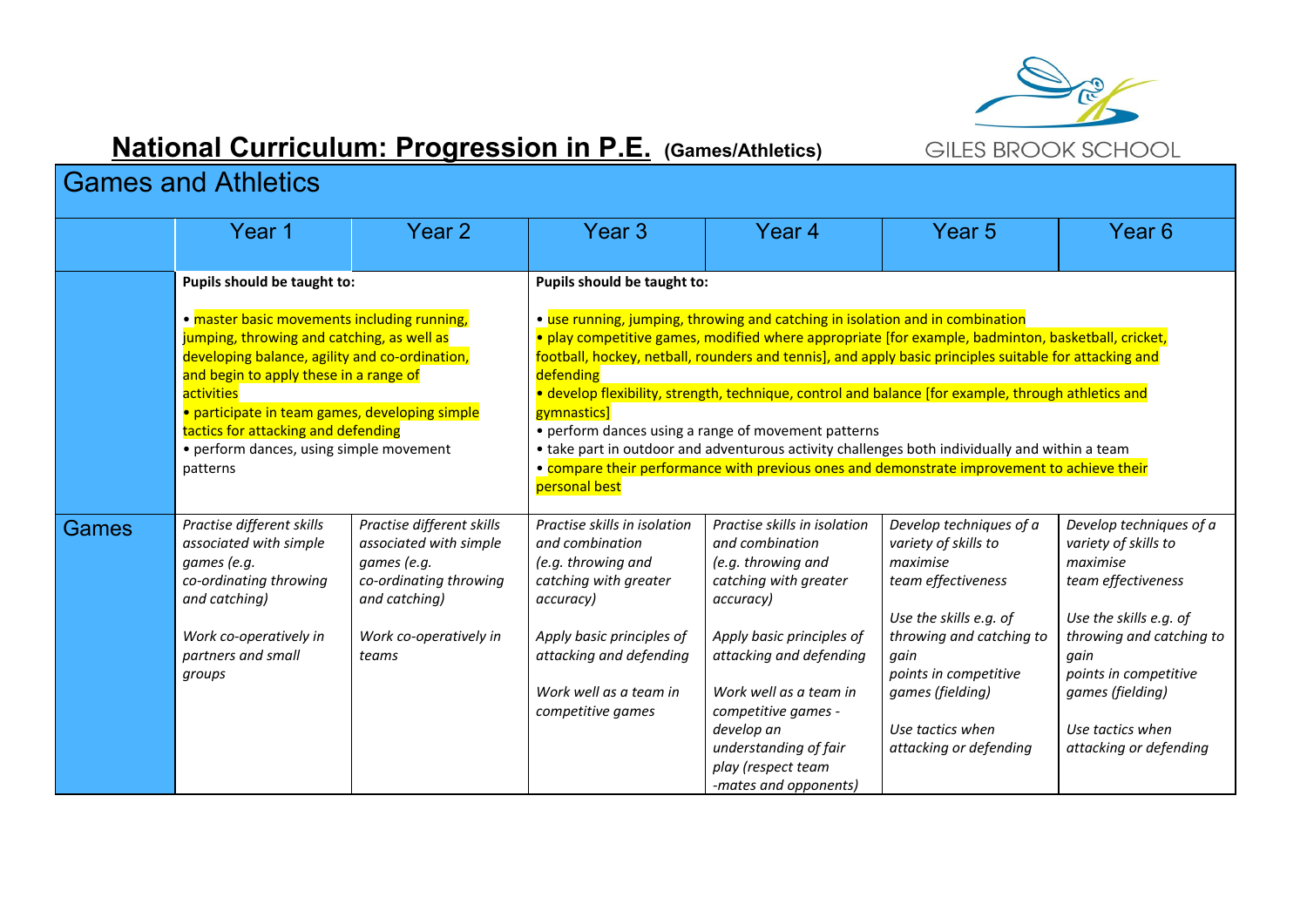# National Curriculum: Progression in P.E. (Games/Athletics)

GILES BROOK SCHOOL

## Games and Athletics

| | Year 1 | Year 2 | Year 3 | Year 4 | Year 5 | Year 6 |
|---|---|---|---|---|---|---|
| | **Pupils should be taught to:**<br><br>• master basic movements including running, jumping, throwing and catching, as well as developing balance, agility and co-ordination, and begin to apply these in a range of activities<br>• participate in team games, developing simple tactics for attacking and defending<br>• perform dances, using simple movement patterns | | **Pupils should be taught to:**<br><br>• use running, jumping, throwing and catching in isolation and in combination<br>• play competitive games, modified where appropriate [for example, badminton, basketball, cricket, football, hockey, netball, rounders and tennis], and apply basic principles suitable for attacking and defending<br>• develop flexibility, strength, technique, control and balance [for example, through athletics and gymnastics]<br>• perform dances using a range of movement patterns<br>• take part in outdoor and adventurous activity challenges both individually and within a team<br>• compare their performance with previous ones and demonstrate improvement to achieve their personal best | | | |
| Games | *Practise different skills associated with simple games (e.g. co-ordinating throwing and catching)*<br><br>*Work co-operatively in partners and small groups* | *Practise different skills associated with simple games (e.g. co-ordinating throwing and catching)*<br><br>*Work co-operatively in teams* | *Practise skills in isolation and combination (e.g. throwing and catching with greater accuracy)*<br><br>*Apply basic principles of attacking and defending*<br><br>*Work well as a team in competitive games* | *Practise skills in isolation and combination (e.g. throwing and catching with greater accuracy)*<br><br>*Apply basic principles of attacking and defending*<br><br>*Work well as a team in competitive games - develop an understanding of fair play (respect team -mates and opponents)* | *Develop techniques of a variety of skills to maximise team effectiveness*<br><br>*Use the skills e.g. of throwing and catching to gain points in competitive games (fielding)*<br><br>*Use tactics when attacking or defending* | *Develop techniques of a variety of skills to maximise team effectiveness*<br><br>*Use the skills e.g. of throwing and catching to gain points in competitive games (fielding)*<br><br>*Use tactics when attacking or defending* |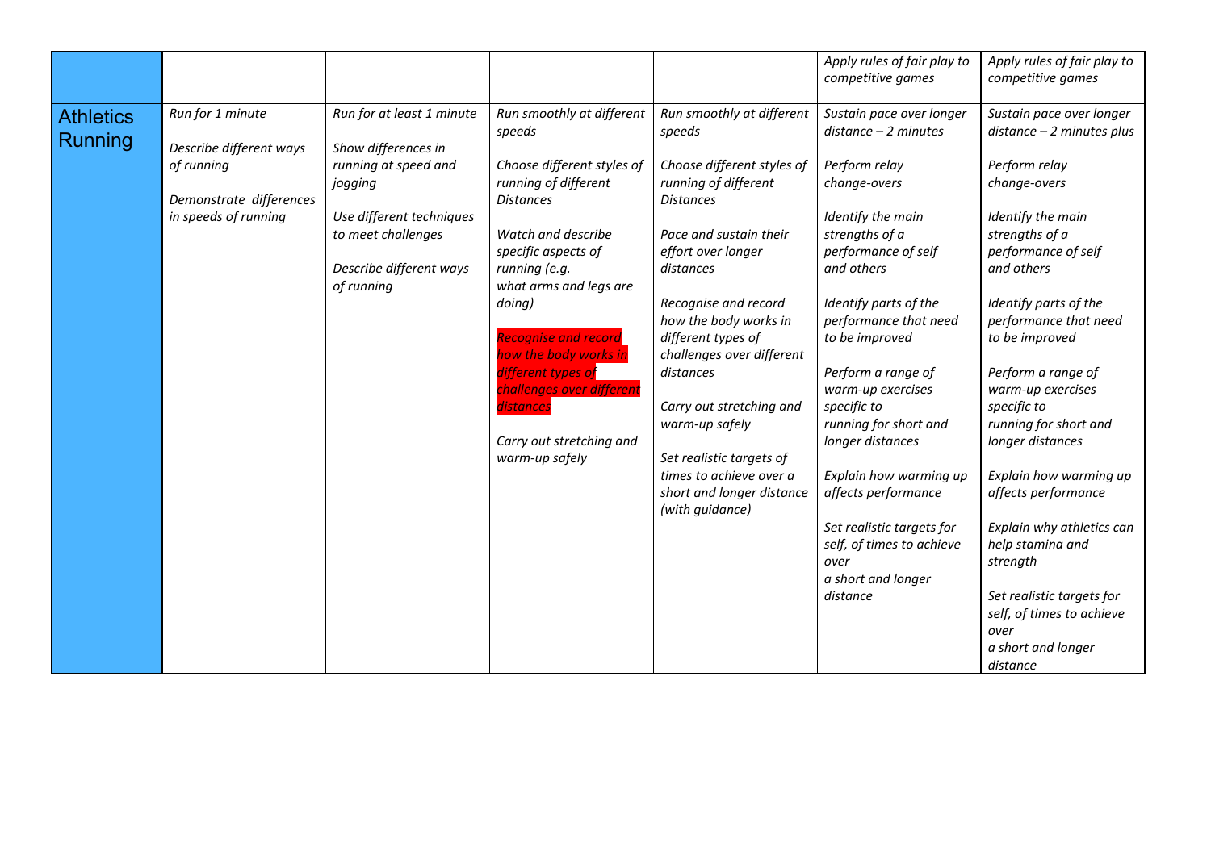| | | | | | | |
|---|---|---|---|---|---|---|
| | | | | | *Apply rules of fair play to competitive games* | *Apply rules of fair play to competitive games* |
| Athletics Running | *Run for 1 minute*<br><br>*Describe different ways of running*<br><br>*Demonstrate differences in speeds of running* | *Run for at least 1 minute*<br><br>*Show differences in running at speed and jogging*<br><br>*Use different techniques to meet challenges*<br><br>*Describe different ways of running* | *Run smoothly at different speeds*<br><br>*Choose different styles of running of different Distances*<br><br>*Watch and describe specific aspects of running (e.g. what arms and legs are doing)*<br><br>*Recognise and record how the body works in different types of challenges over different distances*<br><br>*Carry out stretching and warm-up safely* | *Run smoothly at different speeds*<br><br>*Choose different styles of running of different Distances*<br><br>*Pace and sustain their effort over longer distances*<br><br>*Recognise and record how the body works in different types of challenges over different distances*<br><br>*Carry out stretching and warm-up safely*<br><br>*Set realistic targets of times to achieve over a short and longer distance (with guidance)* | *Sustain pace over longer distance – 2 minutes*<br><br>*Perform relay change-overs*<br><br>*Identify the main strengths of a performance of self and others*<br><br>*Identify parts of the performance that need to be improved*<br><br>*Perform a range of warm-up exercises specific to running for short and longer distances*<br><br>*Explain how warming up affects performance*<br><br>*Set realistic targets for self, of times to achieve over a short and longer distance* | *Sustain pace over longer distance – 2 minutes plus*<br><br>*Perform relay change-overs*<br><br>*Identify the main strengths of a performance of self and others*<br><br>*Identify parts of the performance that need to be improved*<br><br>*Perform a range of warm-up exercises specific to running for short and longer distances*<br><br>*Explain how warming up affects performance*<br><br>*Explain why athletics can help stamina and strength*<br><br>*Set realistic targets for self, of times to achieve over a short and longer distance* |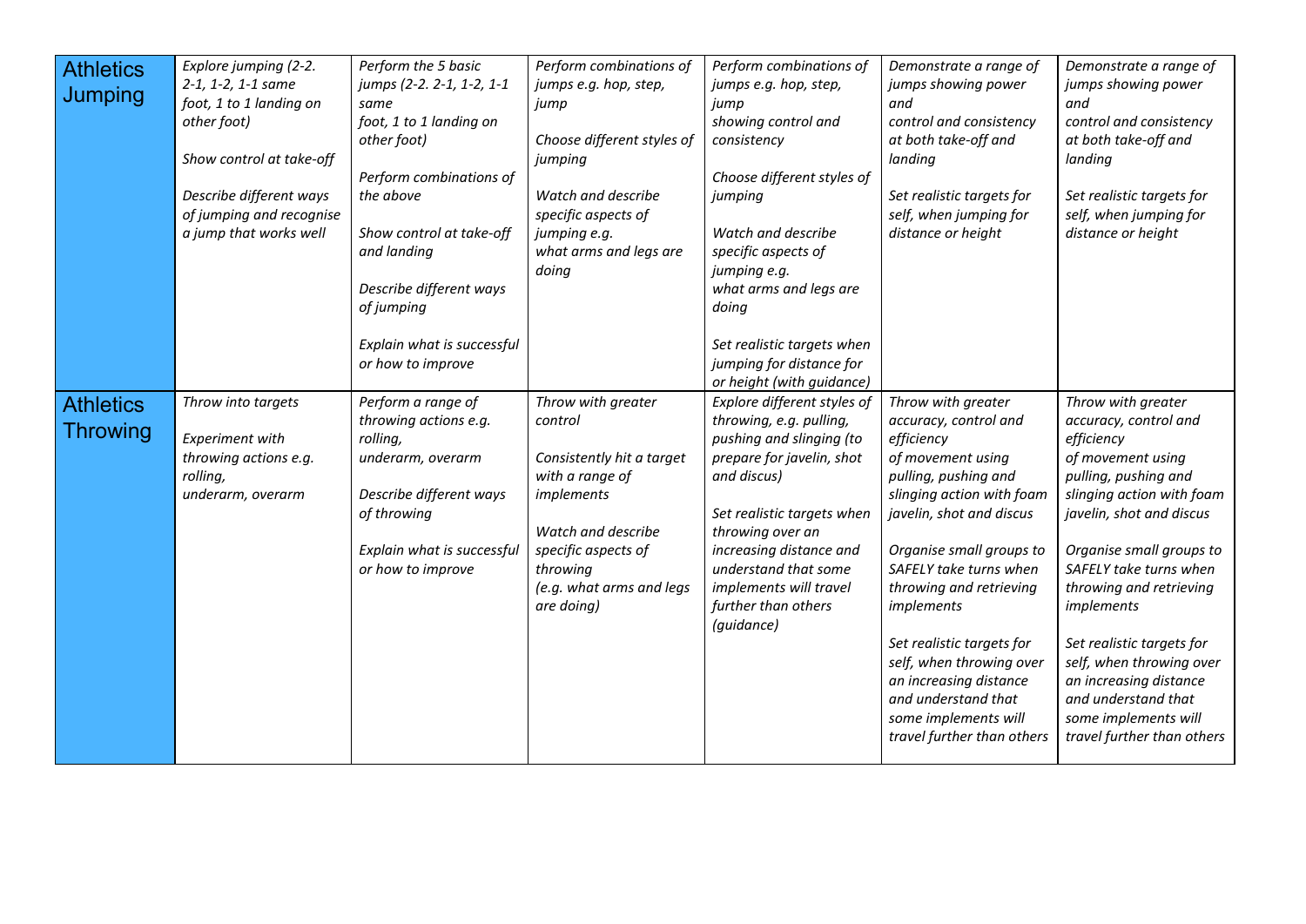| | | | | | | |
|---|---|---|---|---|---|---|
| Athletics Jumping | *Explore jumping (2-2. 2-1, 1-2, 1-1 same foot, 1 to 1 landing on other foot)*<br><br>*Show control at take-off*<br><br>*Describe different ways of jumping and recognise a jump that works well* | *Perform the 5 basic jumps (2-2. 2-1, 1-2, 1-1 same foot, 1 to 1 landing on other foot)*<br><br>*Perform combinations of the above*<br><br>*Show control at take-off and landing*<br><br>*Describe different ways of jumping*<br><br>*Explain what is successful or how to improve* | *Perform combinations of jumps e.g. hop, step, jump*<br><br>*Choose different styles of jumping*<br><br>*Watch and describe specific aspects of jumping e.g. what arms and legs are doing* | *Perform combinations of jumps e.g. hop, step, jump showing control and consistency*<br><br>*Choose different styles of jumping*<br><br>*Watch and describe specific aspects of jumping e.g. what arms and legs are doing*<br><br>*Set realistic targets when jumping for distance for or height (with guidance)* | *Demonstrate a range of jumps showing power and control and consistency at both take-off and landing*<br><br>*Set realistic targets for self, when jumping for distance or height* | *Demonstrate a range of jumps showing power and control and consistency at both take-off and landing*<br><br>*Set realistic targets for self, when jumping for distance or height* |
| Athletics Throwing | *Throw into targets*<br><br>*Experiment with throwing actions e.g. rolling, underarm, overarm* | *Perform a range of throwing actions e.g. rolling, underarm, overarm*<br><br>*Describe different ways of throwing*<br><br>*Explain what is successful or how to improve* | *Throw with greater control*<br><br>*Consistently hit a target with a range of implements*<br><br>*Watch and describe specific aspects of throwing (e.g. what arms and legs are doing)* | *Explore different styles of throwing, e.g. pulling, pushing and slinging (to prepare for javelin, shot and discus)*<br><br>*Set realistic targets when throwing over an increasing distance and understand that some implements will travel further than others (guidance)* | *Throw with greater accuracy, control and efficiency of movement using pulling, pushing and slinging action with foam javelin, shot and discus*<br><br>*Organise small groups to SAFELY take turns when throwing and retrieving implements*<br><br>*Set realistic targets for self, when throwing over an increasing distance and understand that some implements will travel further than others* | *Throw with greater accuracy, control and efficiency of movement using pulling, pushing and slinging action with foam javelin, shot and discus*<br><br>*Organise small groups to SAFELY take turns when throwing and retrieving implements*<br><br>*Set realistic targets for self, when throwing over an increasing distance and understand that some implements will travel further than others* |